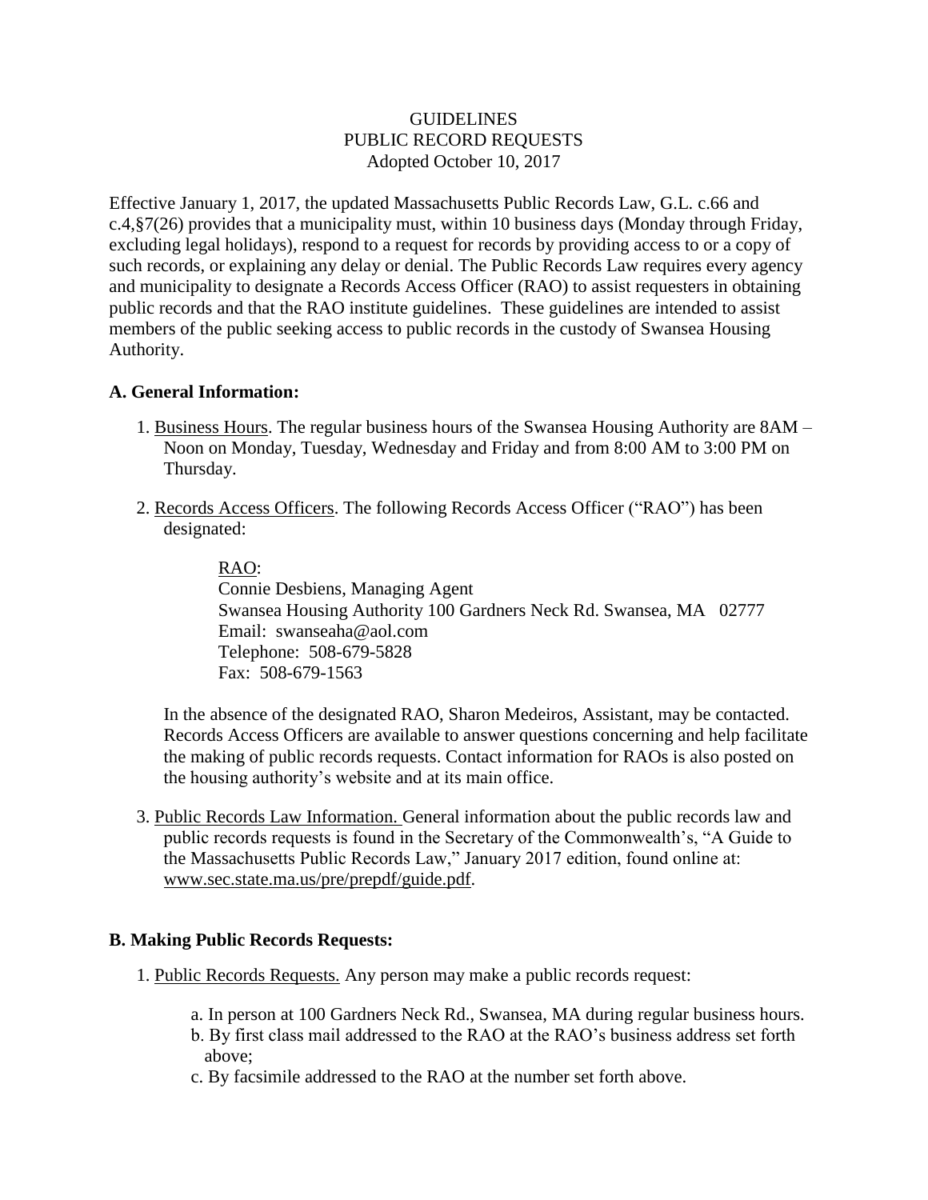GUIDELINES
PUBLIC RECORD REQUESTS
Adopted October 10, 2017

Effective January 1, 2017, the updated Massachusetts Public Records Law, G.L. c.66 and c.4,§7(26) provides that a municipality must, within 10 business days (Monday through Friday, excluding legal holidays), respond to a request for records by providing access to or a copy of such records, or explaining any delay or denial. The Public Records Law requires every agency and municipality to designate a Records Access Officer (RAO) to assist requesters in obtaining public records and that the RAO institute guidelines. These guidelines are intended to assist members of the public seeking access to public records in the custody of Swansea Housing Authority.

**A. General Information:**

1. Business Hours. The regular business hours of the Swansea Housing Authority are 8AM – Noon on Monday, Tuesday, Wednesday and Friday and from 8:00 AM to 3:00 PM on Thursday.

2. Records Access Officers. The following Records Access Officer ("RAO") has been designated:

   RAO:
   Connie Desbiens, Managing Agent
   Swansea Housing Authority 100 Gardners Neck Rd. Swansea, MA 02777
   Email: swanseaha@aol.com
   Telephone: 508-679-5828
   Fax: 508-679-1563

   In the absence of the designated RAO, Sharon Medeiros, Assistant, may be contacted. Records Access Officers are available to answer questions concerning and help facilitate the making of public records requests. Contact information for RAOs is also posted on the housing authority's website and at its main office.

3. Public Records Law Information. General information about the public records law and public records requests is found in the Secretary of the Commonwealth's, "A Guide to the Massachusetts Public Records Law," January 2017 edition, found online at: www.sec.state.ma.us/pre/prepdf/guide.pdf.

**B. Making Public Records Requests:**

1. Public Records Requests. Any person may make a public records request:

   a. In person at 100 Gardners Neck Rd., Swansea, MA during regular business hours.
   b. By first class mail addressed to the RAO at the RAO's business address set forth above;
   c. By facsimile addressed to the RAO at the number set forth above.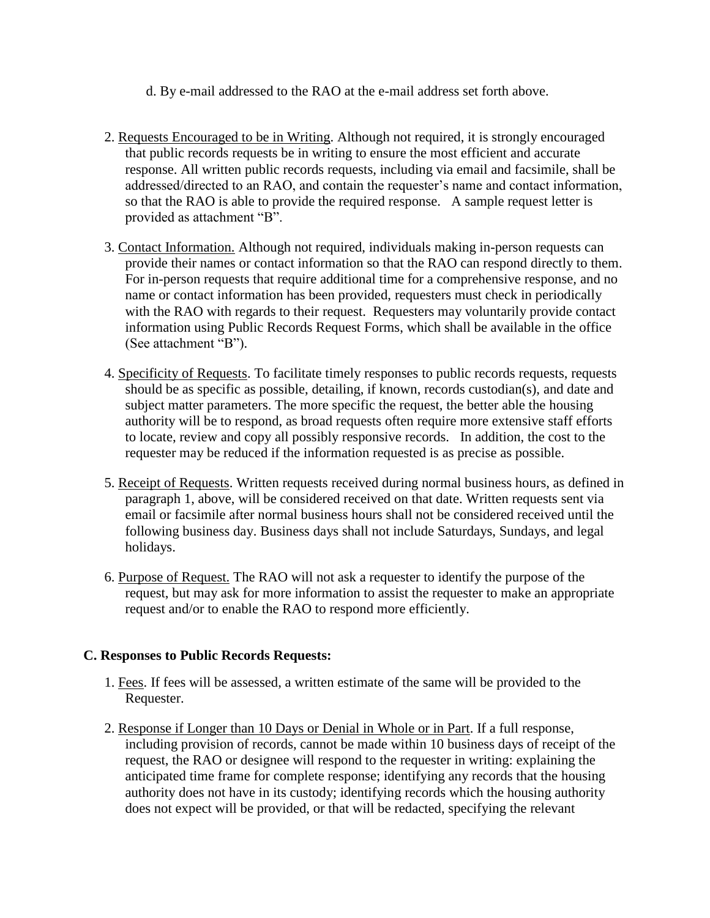d. By e-mail addressed to the RAO at the e-mail address set forth above.

2. <u>Requests Encouraged to be in Writing</u>. Although not required, it is strongly encouraged that public records requests be in writing to ensure the most efficient and accurate response. All written public records requests, including via email and facsimile, shall be addressed/directed to an RAO, and contain the requester's name and contact information, so that the RAO is able to provide the required response. A sample request letter is provided as attachment "B".

3. <u>Contact Information.</u> Although not required, individuals making in-person requests can provide their names or contact information so that the RAO can respond directly to them. For in-person requests that require additional time for a comprehensive response, and no name or contact information has been provided, requesters must check in periodically with the RAO with regards to their request. Requesters may voluntarily provide contact information using Public Records Request Forms, which shall be available in the office (See attachment "B").

4. <u>Specificity of Requests</u>. To facilitate timely responses to public records requests, requests should be as specific as possible, detailing, if known, records custodian(s), and date and subject matter parameters. The more specific the request, the better able the housing authority will be to respond, as broad requests often require more extensive staff efforts to locate, review and copy all possibly responsive records. In addition, the cost to the requester may be reduced if the information requested is as precise as possible.

5. <u>Receipt of Requests</u>. Written requests received during normal business hours, as defined in paragraph 1, above, will be considered received on that date. Written requests sent via email or facsimile after normal business hours shall not be considered received until the following business day. Business days shall not include Saturdays, Sundays, and legal holidays.

6. <u>Purpose of Request.</u> The RAO will not ask a requester to identify the purpose of the request, but may ask for more information to assist the requester to make an appropriate request and/or to enable the RAO to respond more efficiently.

**C. Responses to Public Records Requests:**

1. <u>Fees</u>. If fees will be assessed, a written estimate of the same will be provided to the Requester.

2. <u>Response if Longer than 10 Days or Denial in Whole or in Part</u>. If a full response, including provision of records, cannot be made within 10 business days of receipt of the request, the RAO or designee will respond to the requester in writing: explaining the anticipated time frame for complete response; identifying any records that the housing authority does not have in its custody; identifying records which the housing authority does not expect will be provided, or that will be redacted, specifying the relevant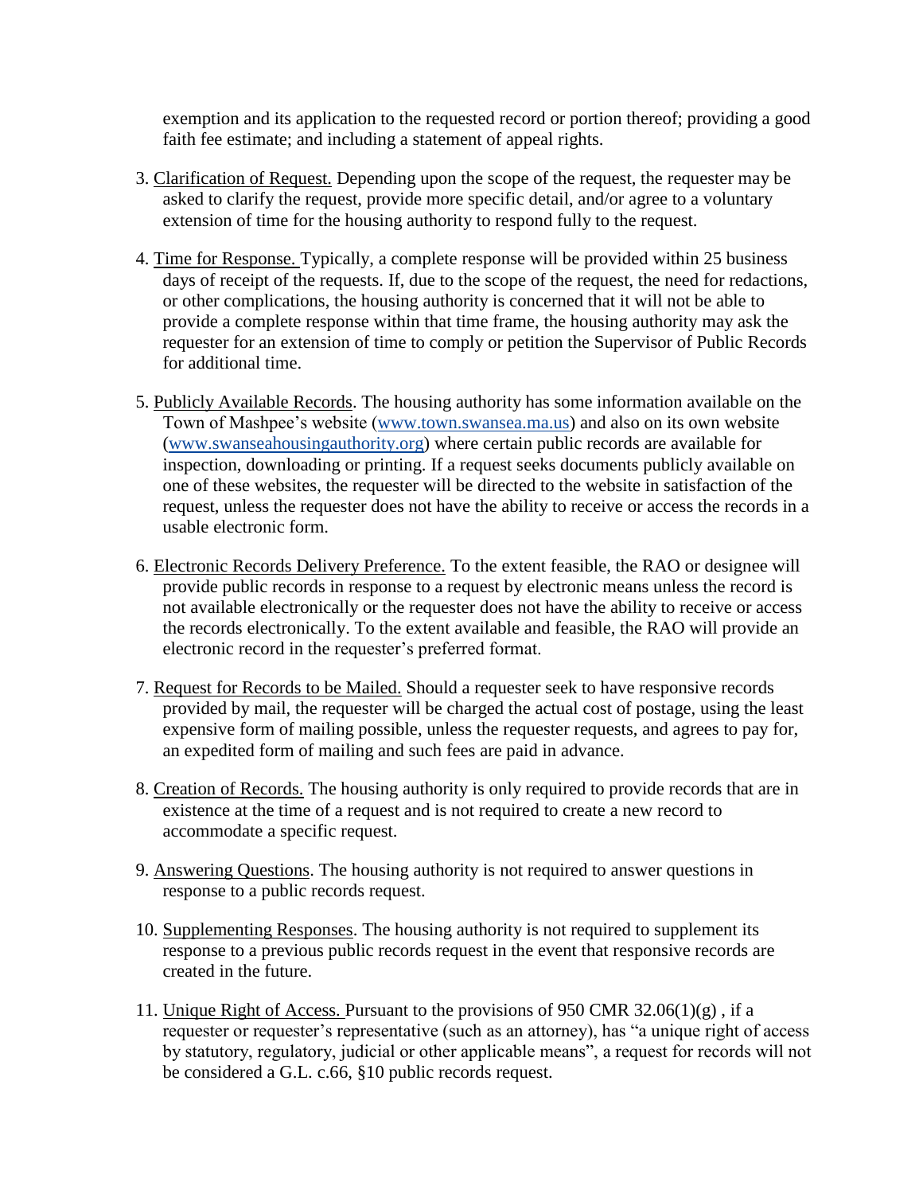exemption and its application to the requested record or portion thereof; providing a good faith fee estimate; and including a statement of appeal rights.

3. Clarification of Request. Depending upon the scope of the request, the requester may be asked to clarify the request, provide more specific detail, and/or agree to a voluntary extension of time for the housing authority to respond fully to the request.

4. Time for Response. Typically, a complete response will be provided within 25 business days of receipt of the requests. If, due to the scope of the request, the need for redactions, or other complications, the housing authority is concerned that it will not be able to provide a complete response within that time frame, the housing authority may ask the requester for an extension of time to comply or petition the Supervisor of Public Records for additional time.

5. Publicly Available Records. The housing authority has some information available on the Town of Mashpee's website ([www.town.swansea.ma.us](http://www.town.swansea.ma.us)) and also on its own website ([www.swanseahousingauthority.org](http://www.swanseahousingauthority.org)) where certain public records are available for inspection, downloading or printing. If a request seeks documents publicly available on one of these websites, the requester will be directed to the website in satisfaction of the request, unless the requester does not have the ability to receive or access the records in a usable electronic form.

6. Electronic Records Delivery Preference. To the extent feasible, the RAO or designee will provide public records in response to a request by electronic means unless the record is not available electronically or the requester does not have the ability to receive or access the records electronically. To the extent available and feasible, the RAO will provide an electronic record in the requester's preferred format.

7. Request for Records to be Mailed. Should a requester seek to have responsive records provided by mail, the requester will be charged the actual cost of postage, using the least expensive form of mailing possible, unless the requester requests, and agrees to pay for, an expedited form of mailing and such fees are paid in advance.

8. Creation of Records. The housing authority is only required to provide records that are in existence at the time of a request and is not required to create a new record to accommodate a specific request.

9. Answering Questions. The housing authority is not required to answer questions in response to a public records request.

10. Supplementing Responses. The housing authority is not required to supplement its response to a previous public records request in the event that responsive records are created in the future.

11. Unique Right of Access. Pursuant to the provisions of 950 CMR 32.06(1)(g) , if a requester or requester's representative (such as an attorney), has "a unique right of access by statutory, regulatory, judicial or other applicable means", a request for records will not be considered a G.L. c.66, §10 public records request.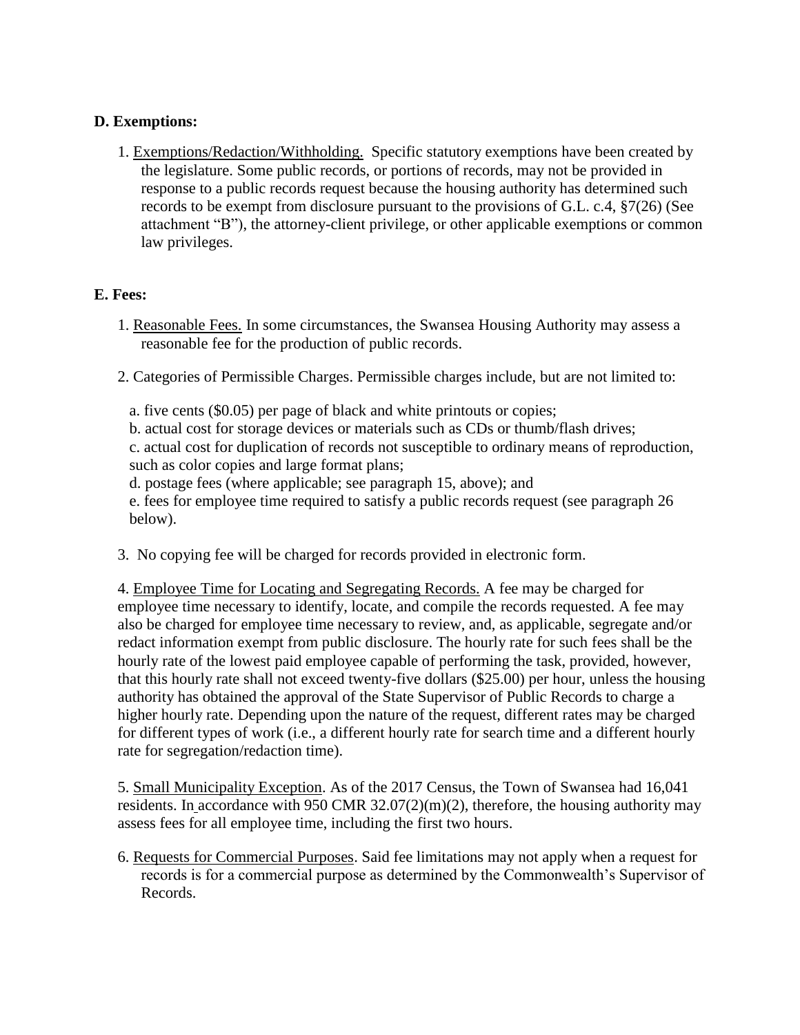### D. Exemptions:

1. Exemptions/Redaction/Withholding. Specific statutory exemptions have been created by the legislature. Some public records, or portions of records, may not be provided in response to a public records request because the housing authority has determined such records to be exempt from disclosure pursuant to the provisions of G.L. c.4, §7(26) (See attachment "B"), the attorney-client privilege, or other applicable exemptions or common law privileges.

### E. Fees:

1. Reasonable Fees. In some circumstances, the Swansea Housing Authority may assess a reasonable fee for the production of public records.

2. Categories of Permissible Charges. Permissible charges include, but are not limited to:

   a. five cents ($0.05) per page of black and white printouts or copies;
   b. actual cost for storage devices or materials such as CDs or thumb/flash drives;
   c. actual cost for duplication of records not susceptible to ordinary means of reproduction, such as color copies and large format plans;
   d. postage fees (where applicable; see paragraph 15, above); and
   e. fees for employee time required to satisfy a public records request (see paragraph 26 below).

3. No copying fee will be charged for records provided in electronic form.

4. Employee Time for Locating and Segregating Records. A fee may be charged for employee time necessary to identify, locate, and compile the records requested. A fee may also be charged for employee time necessary to review, and, as applicable, segregate and/or redact information exempt from public disclosure. The hourly rate for such fees shall be the hourly rate of the lowest paid employee capable of performing the task, provided, however, that this hourly rate shall not exceed twenty-five dollars ($25.00) per hour, unless the housing authority has obtained the approval of the State Supervisor of Public Records to charge a higher hourly rate. Depending upon the nature of the request, different rates may be charged for different types of work (i.e., a different hourly rate for search time and a different hourly rate for segregation/redaction time).

5. Small Municipality Exception. As of the 2017 Census, the Town of Swansea had 16,041 residents. In accordance with 950 CMR 32.07(2)(m)(2), therefore, the housing authority may assess fees for all employee time, including the first two hours.

6. Requests for Commercial Purposes. Said fee limitations may not apply when a request for records is for a commercial purpose as determined by the Commonwealth's Supervisor of Records.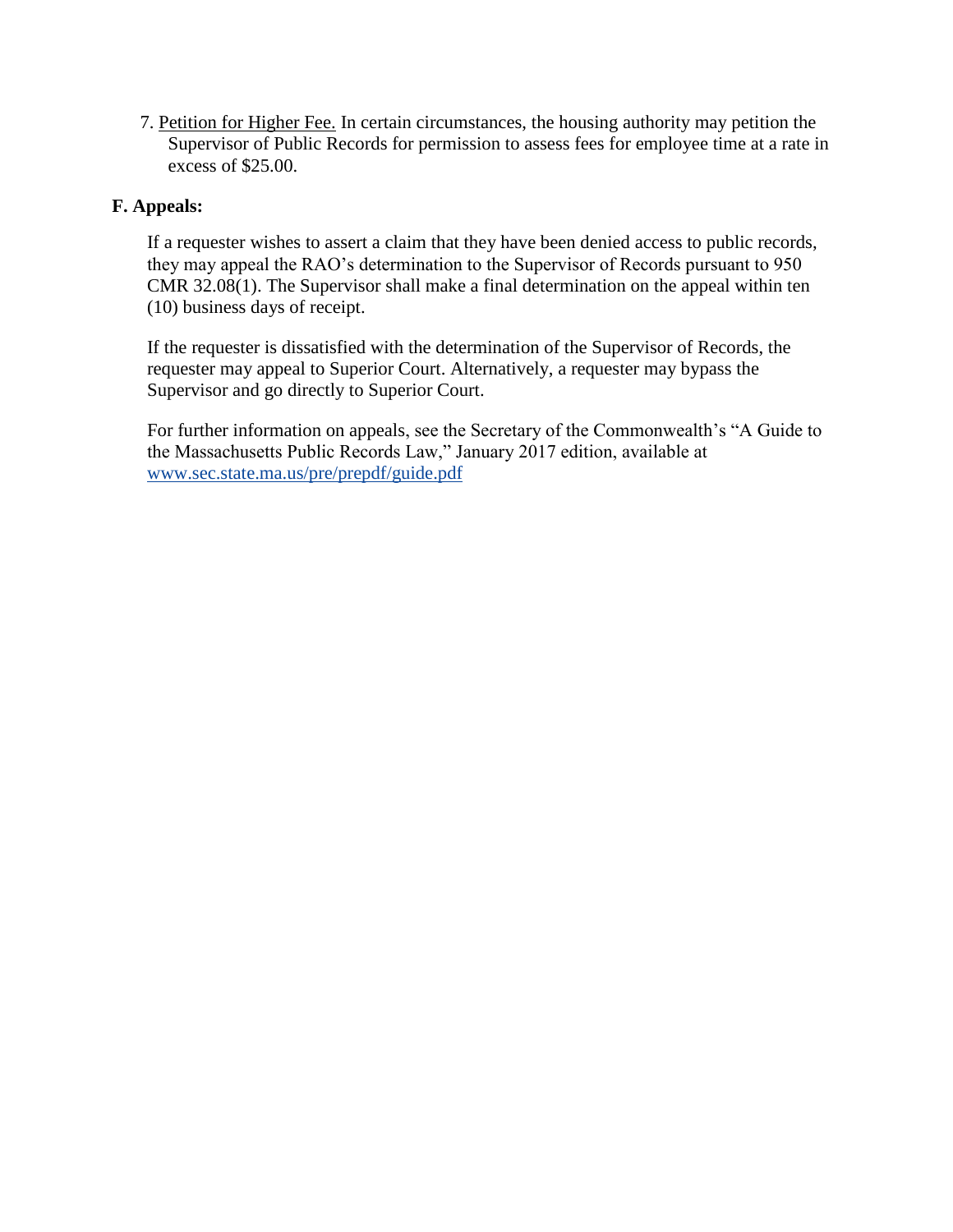7. Petition for Higher Fee. In certain circumstances, the housing authority may petition the Supervisor of Public Records for permission to assess fees for employee time at a rate in excess of $25.00.

**F. Appeals:**

If a requester wishes to assert a claim that they have been denied access to public records, they may appeal the RAO's determination to the Supervisor of Records pursuant to 950 CMR 32.08(1). The Supervisor shall make a final determination on the appeal within ten (10) business days of receipt.

If the requester is dissatisfied with the determination of the Supervisor of Records, the requester may appeal to Superior Court. Alternatively, a requester may bypass the Supervisor and go directly to Superior Court.

For further information on appeals, see the Secretary of the Commonwealth's "A Guide to the Massachusetts Public Records Law," January 2017 edition, available at www.sec.state.ma.us/pre/prepdf/guide.pdf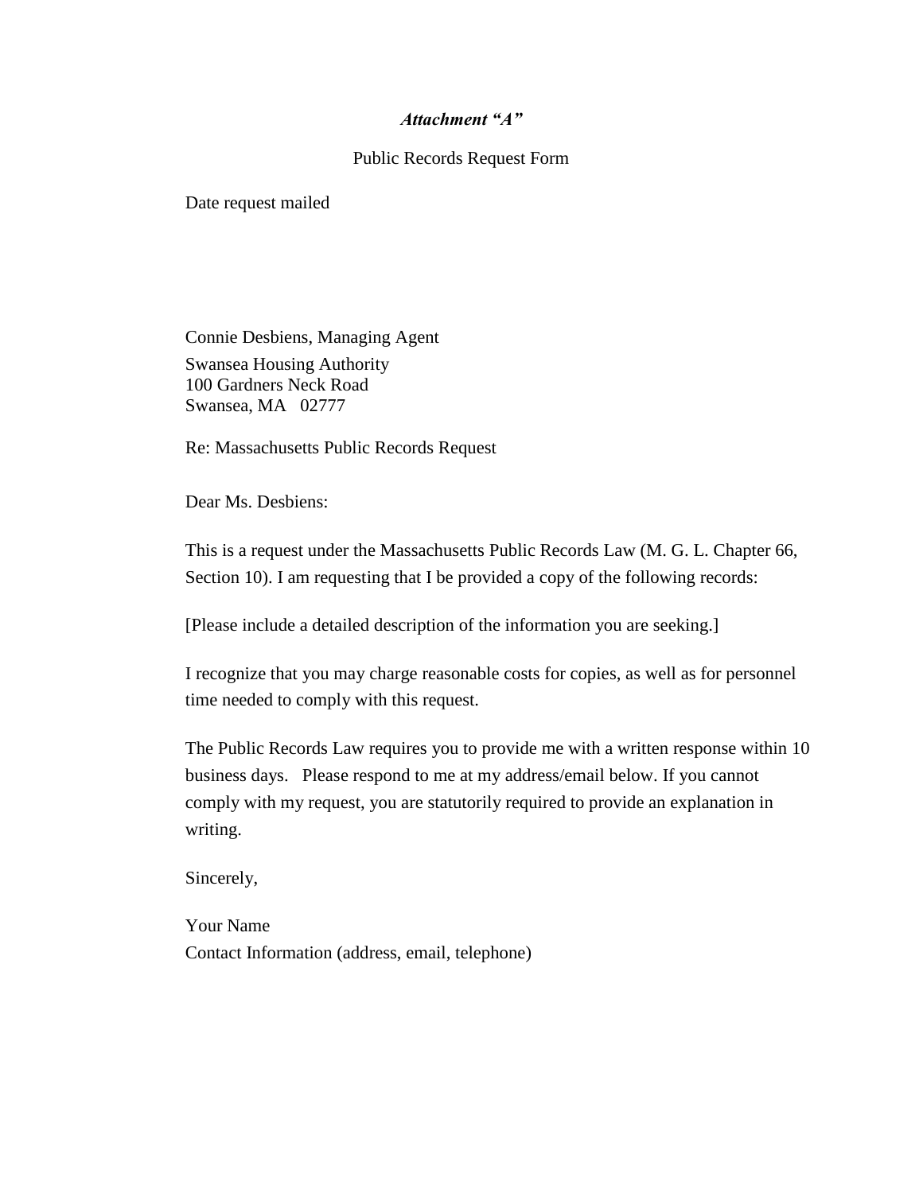***Attachment "A"***

Public Records Request Form

Date request mailed

Connie Desbiens, Managing Agent
Swansea Housing Authority
100 Gardners Neck Road
Swansea, MA 02777

Re: Massachusetts Public Records Request

Dear Ms. Desbiens:

This is a request under the Massachusetts Public Records Law (M. G. L. Chapter 66, Section 10). I am requesting that I be provided a copy of the following records:

[Please include a detailed description of the information you are seeking.]

I recognize that you may charge reasonable costs for copies, as well as for personnel time needed to comply with this request.

The Public Records Law requires you to provide me with a written response within 10 business days. Please respond to me at my address/email below. If you cannot comply with my request, you are statutorily required to provide an explanation in writing.

Sincerely,

Your Name
Contact Information (address, email, telephone)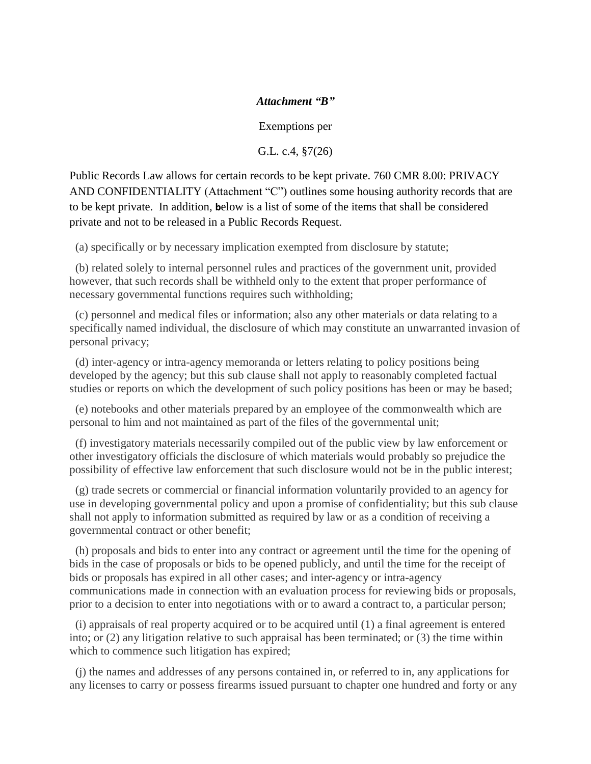***Attachment "B"***

Exemptions per

G.L. c.4, §7(26)

Public Records Law allows for certain records to be kept private. 760 CMR 8.00: PRIVACY AND CONFIDENTIALITY (Attachment "C") outlines some housing authority records that are to be kept private. In addition, below is a list of some of the items that shall be considered private and not to be released in a Public Records Request.

(a) specifically or by necessary implication exempted from disclosure by statute;

(b) related solely to internal personnel rules and practices of the government unit, provided however, that such records shall be withheld only to the extent that proper performance of necessary governmental functions requires such withholding;

(c) personnel and medical files or information; also any other materials or data relating to a specifically named individual, the disclosure of which may constitute an unwarranted invasion of personal privacy;

(d) inter-agency or intra-agency memoranda or letters relating to policy positions being developed by the agency; but this sub clause shall not apply to reasonably completed factual studies or reports on which the development of such policy positions has been or may be based;

(e) notebooks and other materials prepared by an employee of the commonwealth which are personal to him and not maintained as part of the files of the governmental unit;

(f) investigatory materials necessarily compiled out of the public view by law enforcement or other investigatory officials the disclosure of which materials would probably so prejudice the possibility of effective law enforcement that such disclosure would not be in the public interest;

(g) trade secrets or commercial or financial information voluntarily provided to an agency for use in developing governmental policy and upon a promise of confidentiality; but this sub clause shall not apply to information submitted as required by law or as a condition of receiving a governmental contract or other benefit;

(h) proposals and bids to enter into any contract or agreement until the time for the opening of bids in the case of proposals or bids to be opened publicly, and until the time for the receipt of bids or proposals has expired in all other cases; and inter-agency or intra-agency communications made in connection with an evaluation process for reviewing bids or proposals, prior to a decision to enter into negotiations with or to award a contract to, a particular person;

(i) appraisals of real property acquired or to be acquired until (1) a final agreement is entered into; or (2) any litigation relative to such appraisal has been terminated; or (3) the time within which to commence such litigation has expired;

(j) the names and addresses of any persons contained in, or referred to in, any applications for any licenses to carry or possess firearms issued pursuant to chapter one hundred and forty or any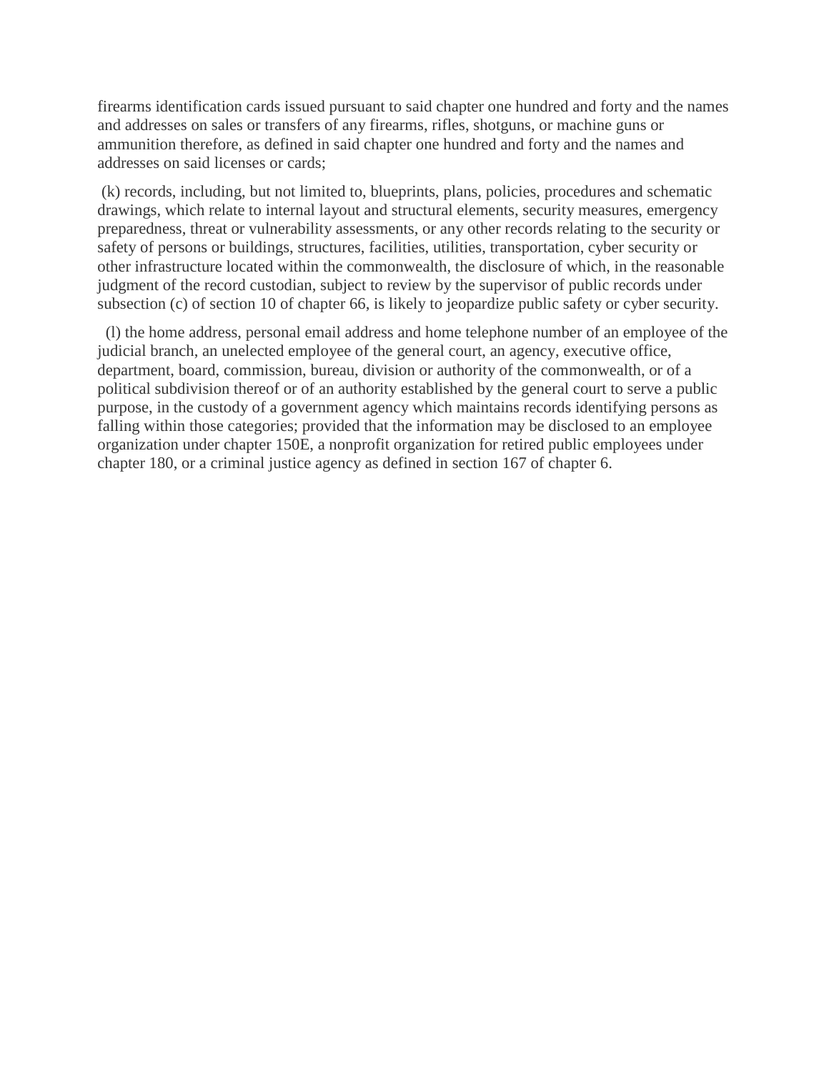firearms identification cards issued pursuant to said chapter one hundred and forty and the names and addresses on sales or transfers of any firearms, rifles, shotguns, or machine guns or ammunition therefore, as defined in said chapter one hundred and forty and the names and addresses on said licenses or cards;

(k) records, including, but not limited to, blueprints, plans, policies, procedures and schematic drawings, which relate to internal layout and structural elements, security measures, emergency preparedness, threat or vulnerability assessments, or any other records relating to the security or safety of persons or buildings, structures, facilities, utilities, transportation, cyber security or other infrastructure located within the commonwealth, the disclosure of which, in the reasonable judgment of the record custodian, subject to review by the supervisor of public records under subsection (c) of section 10 of chapter 66, is likely to jeopardize public safety or cyber security.

(l) the home address, personal email address and home telephone number of an employee of the judicial branch, an unelected employee of the general court, an agency, executive office, department, board, commission, bureau, division or authority of the commonwealth, or of a political subdivision thereof or of an authority established by the general court to serve a public purpose, in the custody of a government agency which maintains records identifying persons as falling within those categories; provided that the information may be disclosed to an employee organization under chapter 150E, a nonprofit organization for retired public employees under chapter 180, or a criminal justice agency as defined in section 167 of chapter 6.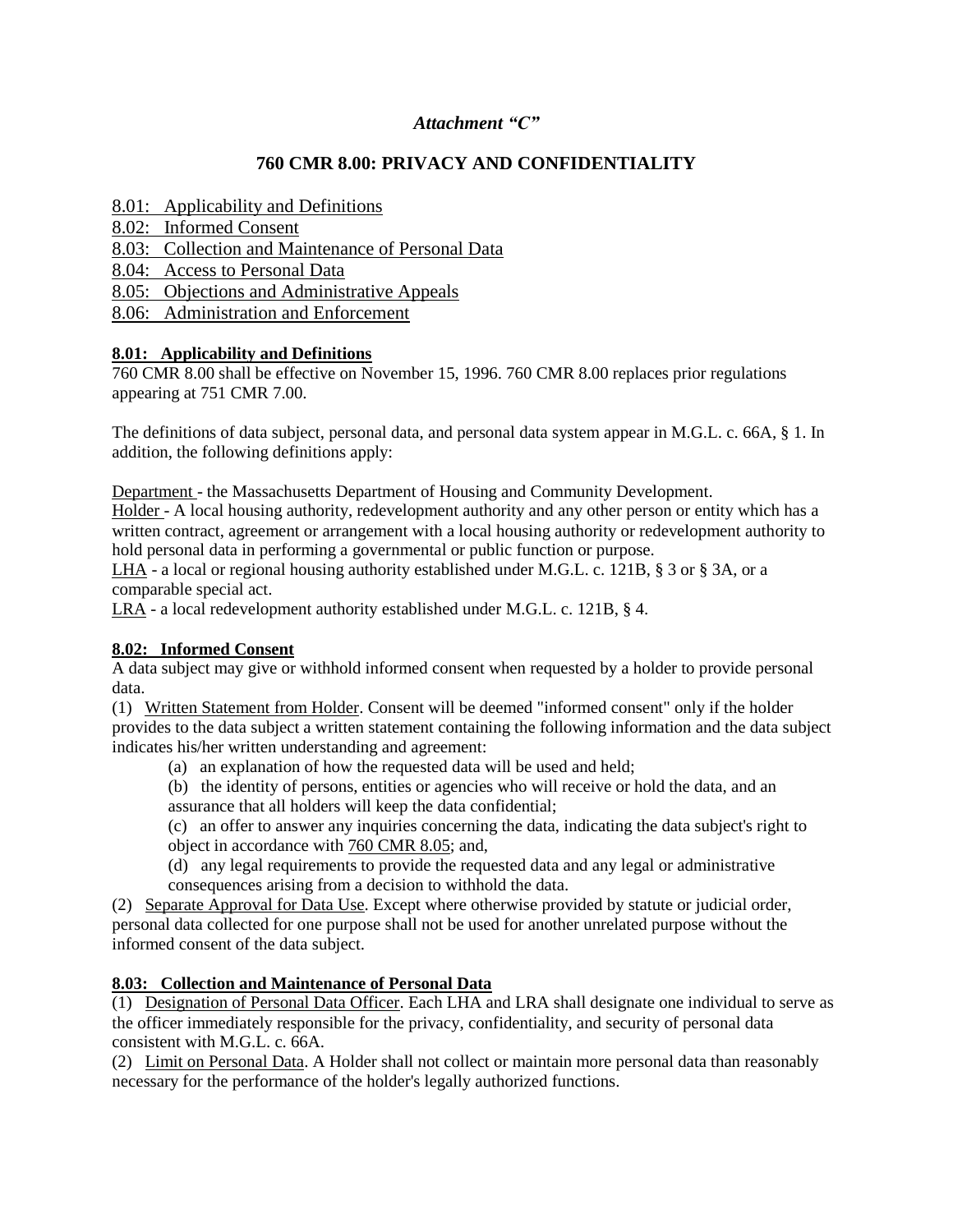### *Attachment "C"*

## 760 CMR 8.00: PRIVACY AND CONFIDENTIALITY

<u>8.01: Applicability and Definitions</u>
<u>8.02: Informed Consent</u>
<u>8.03: Collection and Maintenance of Personal Data</u>
<u>8.04: Access to Personal Data</u>
<u>8.05: Objections and Administrative Appeals</u>
<u>8.06: Administration and Enforcement</u>

### 8.01: Applicability and Definitions

760 CMR 8.00 shall be effective on November 15, 1996. 760 CMR 8.00 replaces prior regulations appearing at 751 CMR 7.00.

The definitions of data subject, personal data, and personal data system appear in M.G.L. c. 66A, § 1. In addition, the following definitions apply:

<u>Department</u> - the Massachusetts Department of Housing and Community Development.
<u>Holder</u> - A local housing authority, redevelopment authority and any other person or entity which has a written contract, agreement or arrangement with a local housing authority or redevelopment authority to hold personal data in performing a governmental or public function or purpose.
<u>LHA</u> - a local or regional housing authority established under M.G.L. c. 121B, § 3 or § 3A, or a comparable special act.
<u>LRA</u> - a local redevelopment authority established under M.G.L. c. 121B, § 4.

### 8.02: Informed Consent

A data subject may give or withhold informed consent when requested by a holder to provide personal data.

(1) <u>Written Statement from Holder</u>. Consent will be deemed "informed consent" only if the holder provides to the data subject a written statement containing the following information and the data subject indicates his/her written understanding and agreement:

- (a) an explanation of how the requested data will be used and held;
- (b) the identity of persons, entities or agencies who will receive or hold the data, and an assurance that all holders will keep the data confidential;
- (c) an offer to answer any inquiries concerning the data, indicating the data subject's right to object in accordance with <u>760 CMR 8.05</u>; and,
- (d) any legal requirements to provide the requested data and any legal or administrative consequences arising from a decision to withhold the data.

(2) <u>Separate Approval for Data Use</u>. Except where otherwise provided by statute or judicial order, personal data collected for one purpose shall not be used for another unrelated purpose without the informed consent of the data subject.

### 8.03: Collection and Maintenance of Personal Data

(1) <u>Designation of Personal Data Officer</u>. Each LHA and LRA shall designate one individual to serve as the officer immediately responsible for the privacy, confidentiality, and security of personal data consistent with M.G.L. c. 66A.

(2) <u>Limit on Personal Data</u>. A Holder shall not collect or maintain more personal data than reasonably necessary for the performance of the holder's legally authorized functions.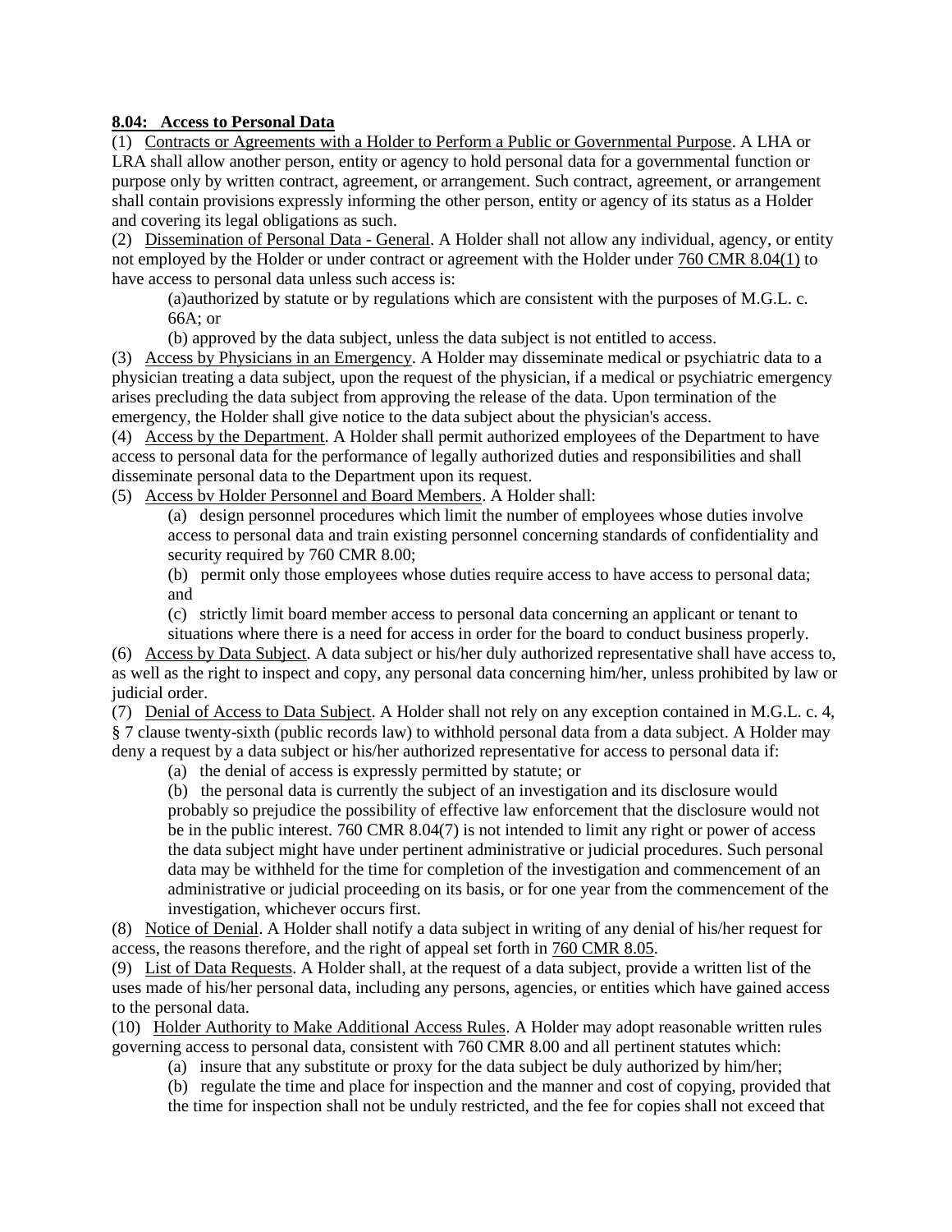**8.04: Access to Personal Data**

(1) Contracts or Agreements with a Holder to Perform a Public or Governmental Purpose. A LHA or LRA shall allow another person, entity or agency to hold personal data for a governmental function or purpose only by written contract, agreement, or arrangement. Such contract, agreement, or arrangement shall contain provisions expressly informing the other person, entity or agency of its status as a Holder and covering its legal obligations as such.

(2) Dissemination of Personal Data - General. A Holder shall not allow any individual, agency, or entity not employed by the Holder or under contract or agreement with the Holder under 760 CMR 8.04(1) to have access to personal data unless such access is:

(a)authorized by statute or by regulations which are consistent with the purposes of M.G.L. c. 66A; or

(b) approved by the data subject, unless the data subject is not entitled to access.

(3) Access by Physicians in an Emergency. A Holder may disseminate medical or psychiatric data to a physician treating a data subject, upon the request of the physician, if a medical or psychiatric emergency arises precluding the data subject from approving the release of the data. Upon termination of the emergency, the Holder shall give notice to the data subject about the physician's access.

(4) Access by the Department. A Holder shall permit authorized employees of the Department to have access to personal data for the performance of legally authorized duties and responsibilities and shall disseminate personal data to the Department upon its request.

(5) Access bv Holder Personnel and Board Members. A Holder shall:

(a) design personnel procedures which limit the number of employees whose duties involve access to personal data and train existing personnel concerning standards of confidentiality and security required by 760 CMR 8.00;

(b) permit only those employees whose duties require access to have access to personal data; and

(c) strictly limit board member access to personal data concerning an applicant or tenant to situations where there is a need for access in order for the board to conduct business properly.

(6) Access by Data Subject. A data subject or his/her duly authorized representative shall have access to, as well as the right to inspect and copy, any personal data concerning him/her, unless prohibited by law or judicial order.

(7) Denial of Access to Data Subject. A Holder shall not rely on any exception contained in M.G.L. c. 4, § 7 clause twenty-sixth (public records law) to withhold personal data from a data subject. A Holder may deny a request by a data subject or his/her authorized representative for access to personal data if:

(a) the denial of access is expressly permitted by statute; or

(b) the personal data is currently the subject of an investigation and its disclosure would probably so prejudice the possibility of effective law enforcement that the disclosure would not be in the public interest. 760 CMR 8.04(7) is not intended to limit any right or power of access the data subject might have under pertinent administrative or judicial procedures. Such personal data may be withheld for the time for completion of the investigation and commencement of an administrative or judicial proceeding on its basis, or for one year from the commencement of the investigation, whichever occurs first.

(8) Notice of Denial. A Holder shall notify a data subject in writing of any denial of his/her request for access, the reasons therefore, and the right of appeal set forth in 760 CMR 8.05.

(9) List of Data Requests. A Holder shall, at the request of a data subject, provide a written list of the uses made of his/her personal data, including any persons, agencies, or entities which have gained access to the personal data.

(10) Holder Authority to Make Additional Access Rules. A Holder may adopt reasonable written rules governing access to personal data, consistent with 760 CMR 8.00 and all pertinent statutes which:

(a) insure that any substitute or proxy for the data subject be duly authorized by him/her;

(b) regulate the time and place for inspection and the manner and cost of copying, provided that the time for inspection shall not be unduly restricted, and the fee for copies shall not exceed that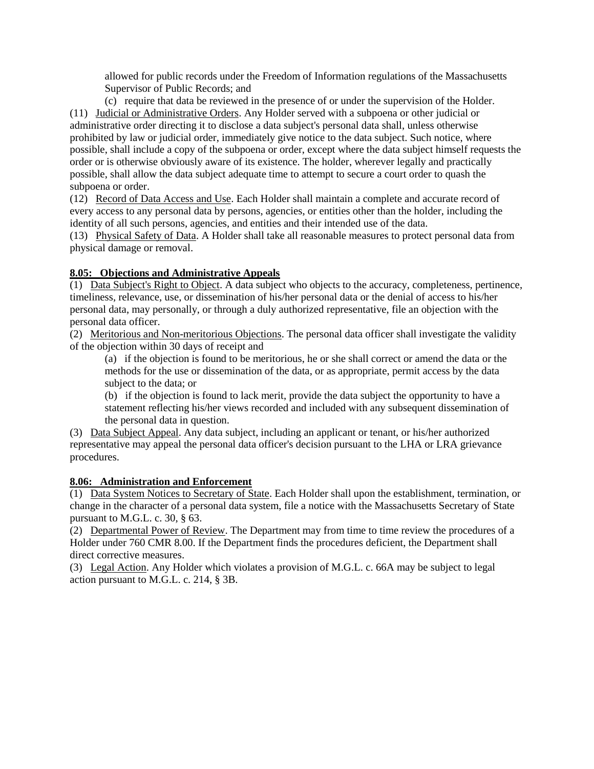allowed for public records under the Freedom of Information regulations of the Massachusetts Supervisor of Public Records; and

(c) require that data be reviewed in the presence of or under the supervision of the Holder.

(11) Judicial or Administrative Orders. Any Holder served with a subpoena or other judicial or administrative order directing it to disclose a data subject's personal data shall, unless otherwise prohibited by law or judicial order, immediately give notice to the data subject. Such notice, where possible, shall include a copy of the subpoena or order, except where the data subject himself requests the order or is otherwise obviously aware of its existence. The holder, wherever legally and practically possible, shall allow the data subject adequate time to attempt to secure a court order to quash the subpoena or order.

(12) Record of Data Access and Use. Each Holder shall maintain a complete and accurate record of every access to any personal data by persons, agencies, or entities other than the holder, including the identity of all such persons, agencies, and entities and their intended use of the data.

(13) Physical Safety of Data. A Holder shall take all reasonable measures to protect personal data from physical damage or removal.

**8.05: Objections and Administrative Appeals**

(1) Data Subject's Right to Object. A data subject who objects to the accuracy, completeness, pertinence, timeliness, relevance, use, or dissemination of his/her personal data or the denial of access to his/her personal data, may personally, or through a duly authorized representative, file an objection with the personal data officer.

(2) Meritorious and Non-meritorious Objections. The personal data officer shall investigate the validity of the objection within 30 days of receipt and

(a) if the objection is found to be meritorious, he or she shall correct or amend the data or the methods for the use or dissemination of the data, or as appropriate, permit access by the data subject to the data; or

(b) if the objection is found to lack merit, provide the data subject the opportunity to have a statement reflecting his/her views recorded and included with any subsequent dissemination of the personal data in question.

(3) Data Subject Appeal. Any data subject, including an applicant or tenant, or his/her authorized representative may appeal the personal data officer's decision pursuant to the LHA or LRA grievance procedures.

**8.06: Administration and Enforcement**

(1) Data System Notices to Secretary of State. Each Holder shall upon the establishment, termination, or change in the character of a personal data system, file a notice with the Massachusetts Secretary of State pursuant to M.G.L. c. 30, § 63.

(2) Departmental Power of Review. The Department may from time to time review the procedures of a Holder under 760 CMR 8.00. If the Department finds the procedures deficient, the Department shall direct corrective measures.

(3) Legal Action. Any Holder which violates a provision of M.G.L. c. 66A may be subject to legal action pursuant to M.G.L. c. 214, § 3B.